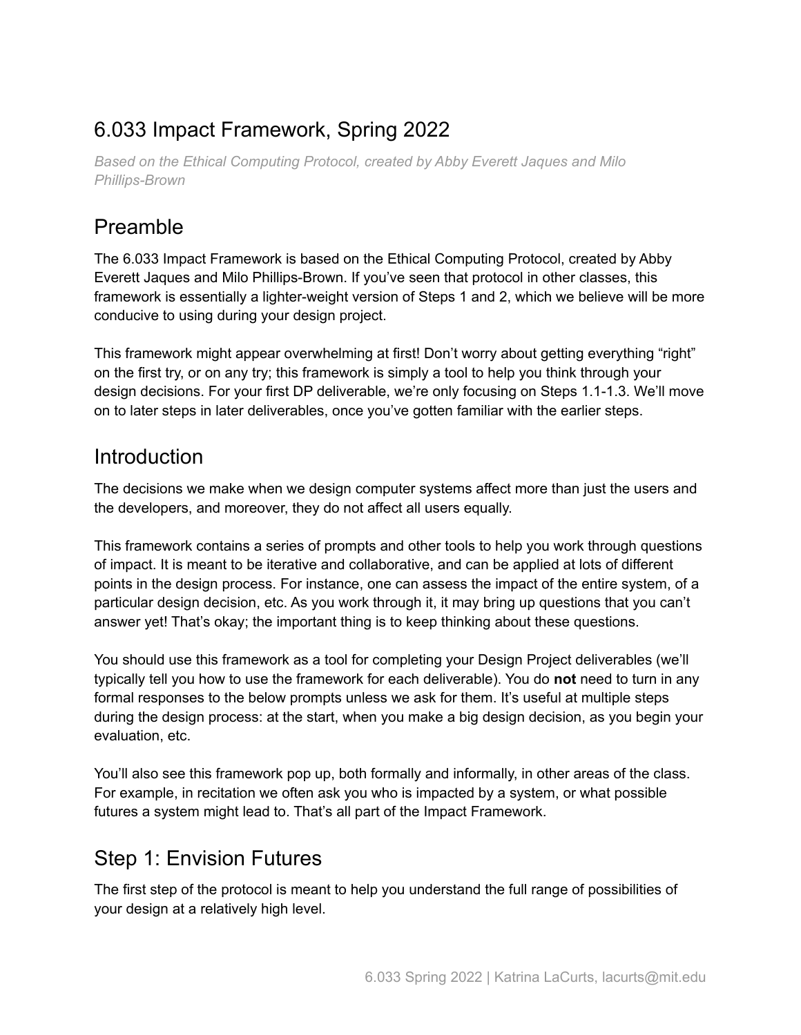# 6.033 Impact Framework, Spring 2022

*Based on the Ethical Computing Protocol, created by Abby Everett Jaques and Milo Phillips-Brown*

## Preamble

The 6.033 Impact Framework is based on the Ethical Computing Protocol, created by Abby Everett Jaques and Milo Phillips-Brown. If you've seen that protocol in other classes, this framework is essentially a lighter-weight version of Steps 1 and 2, which we believe will be more conducive to using during your design project.

This framework might appear overwhelming at first! Don't worry about getting everything "right" on the first try, or on any try; this framework is simply a tool to help you think through your design decisions. For your first DP deliverable, we're only focusing on Steps 1.1-1.3. We'll move on to later steps in later deliverables, once you've gotten familiar with the earlier steps.

## Introduction

The decisions we make when we design computer systems affect more than just the users and the developers, and moreover, they do not affect all users equally.

This framework contains a series of prompts and other tools to help you work through questions of impact. It is meant to be iterative and collaborative, and can be applied at lots of different points in the design process. For instance, one can assess the impact of the entire system, of a particular design decision, etc. As you work through it, it may bring up questions that you can't answer yet! That's okay; the important thing is to keep thinking about these questions.

You should use this framework as a tool for completing your Design Project deliverables (we'll typically tell you how to use the framework for each deliverable). You do **not** need to turn in any formal responses to the below prompts unless we ask for them. It's useful at multiple steps during the design process: at the start, when you make a big design decision, as you begin your evaluation, etc.

You'll also see this framework pop up, both formally and informally, in other areas of the class. For example, in recitation we often ask you who is impacted by a system, or what possible futures a system might lead to. That's all part of the Impact Framework.

## Step 1: Envision Futures

The first step of the protocol is meant to help you understand the full range of possibilities of your design at a relatively high level.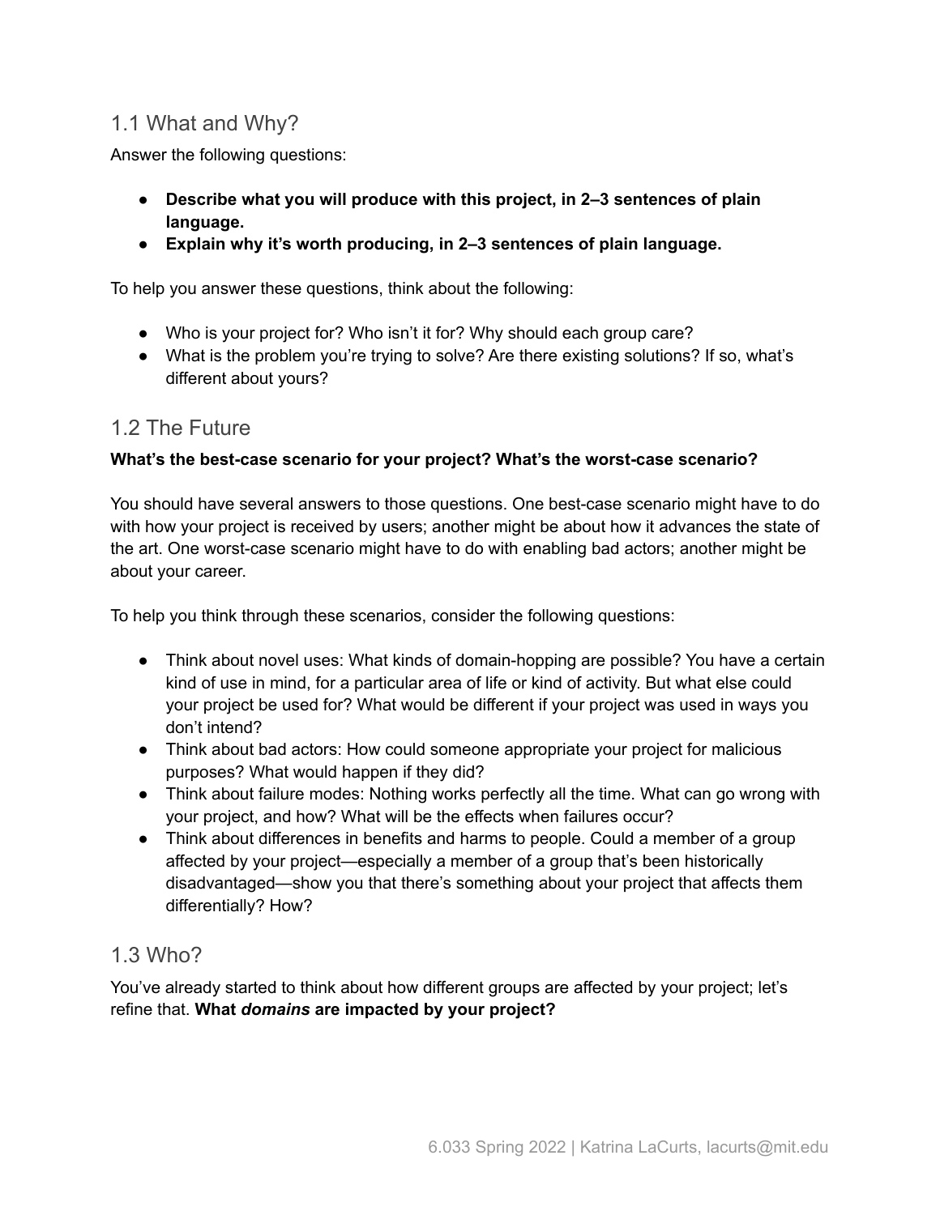## 1.1 What and Why?

Answer the following questions:

- **Describe what you will produce with this project, in 2–3 sentences of plain language.**
- **Explain why it's worth producing, in 2–3 sentences of plain language.**

To help you answer these questions, think about the following:

- Who is your project for? Who isn't it for? Why should each group care?
- What is the problem you're trying to solve? Are there existing solutions? If so, what's different about yours?

## 1.2 The Future

**What's the best-case scenario for your project? What's the worst-case scenario?**

You should have several answers to those questions. One best-case scenario might have to do with how your project is received by users; another might be about how it advances the state of the art. One worst-case scenario might have to do with enabling bad actors; another might be about your career.

To help you think through these scenarios, consider the following questions:

- Think about novel uses: What kinds of domain-hopping are possible? You have a certain kind of use in mind, for a particular area of life or kind of activity. But what else could your project be used for? What would be different if your project was used in ways you don't intend?
- Think about bad actors: How could someone appropriate your project for malicious purposes? What would happen if they did?
- Think about failure modes: Nothing works perfectly all the time. What can go wrong with your project, and how? What will be the effects when failures occur?
- Think about differences in benefits and harms to people. Could a member of a group affected by your project—especially a member of a group that's been historically disadvantaged—show you that there's something about your project that affects them differentially? How?

## 1.3 Who?

You've already started to think about how different groups are affected by your project; let's refine that. **What *domains* are impacted by your project?**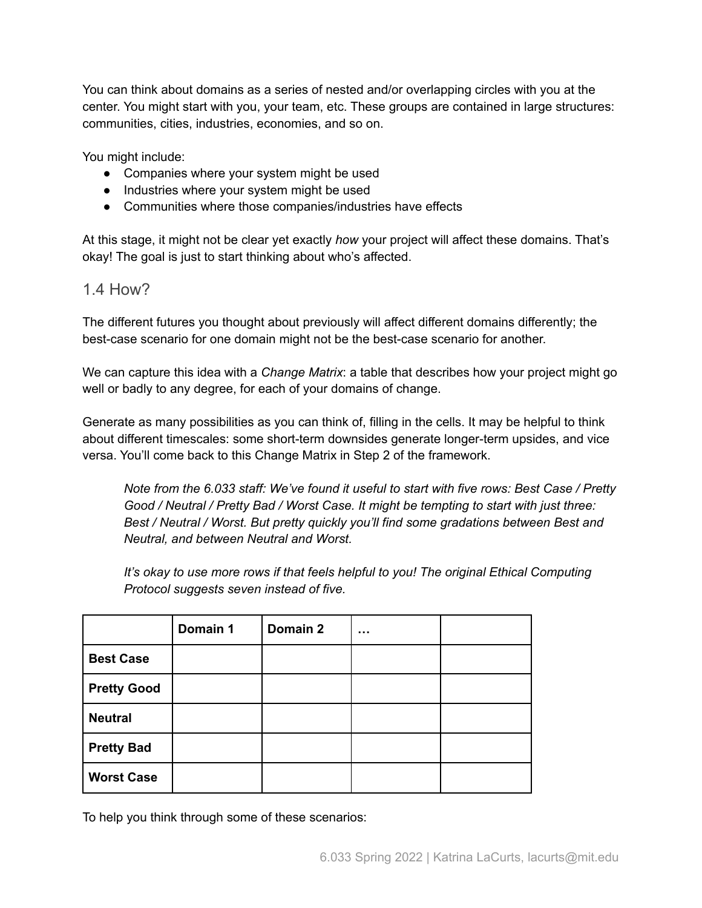You can think about domains as a series of nested and/or overlapping circles with you at the center. You might start with you, your team, etc. These groups are contained in large structures: communities, cities, industries, economies, and so on.

You might include:

- Companies where your system might be used
- Industries where your system might be used
- Communities where those companies/industries have effects

At this stage, it might not be clear yet exactly *how* your project will affect these domains. That's okay! The goal is just to start thinking about who's affected.

## 1.4 How?

The different futures you thought about previously will affect different domains differently; the best-case scenario for one domain might not be the best-case scenario for another.

We can capture this idea with a *Change Matrix*: a table that describes how your project might go well or badly to any degree, for each of your domains of change.

Generate as many possibilities as you can think of, filling in the cells. It may be helpful to think about different timescales: some short-term downsides generate longer-term upsides, and vice versa. You'll come back to this Change Matrix in Step 2 of the framework.

> *Note from the 6.033 staff: We've found it useful to start with five rows: Best Case / Pretty Good / Neutral / Pretty Bad / Worst Case. It might be tempting to start with just three: Best / Neutral / Worst. But pretty quickly you'll find some gradations between Best and Neutral, and between Neutral and Worst.*
>
> *It's okay to use more rows if that feels helpful to you! The original Ethical Computing Protocol suggests seven instead of five.*

| | **Domain 1** | **Domain 2** | **…** | |
|---|---|---|---|---|
| **Best Case** | | | | |
| **Pretty Good** | | | | |
| **Neutral** | | | | |
| **Pretty Bad** | | | | |
| **Worst Case** | | | | |

To help you think through some of these scenarios: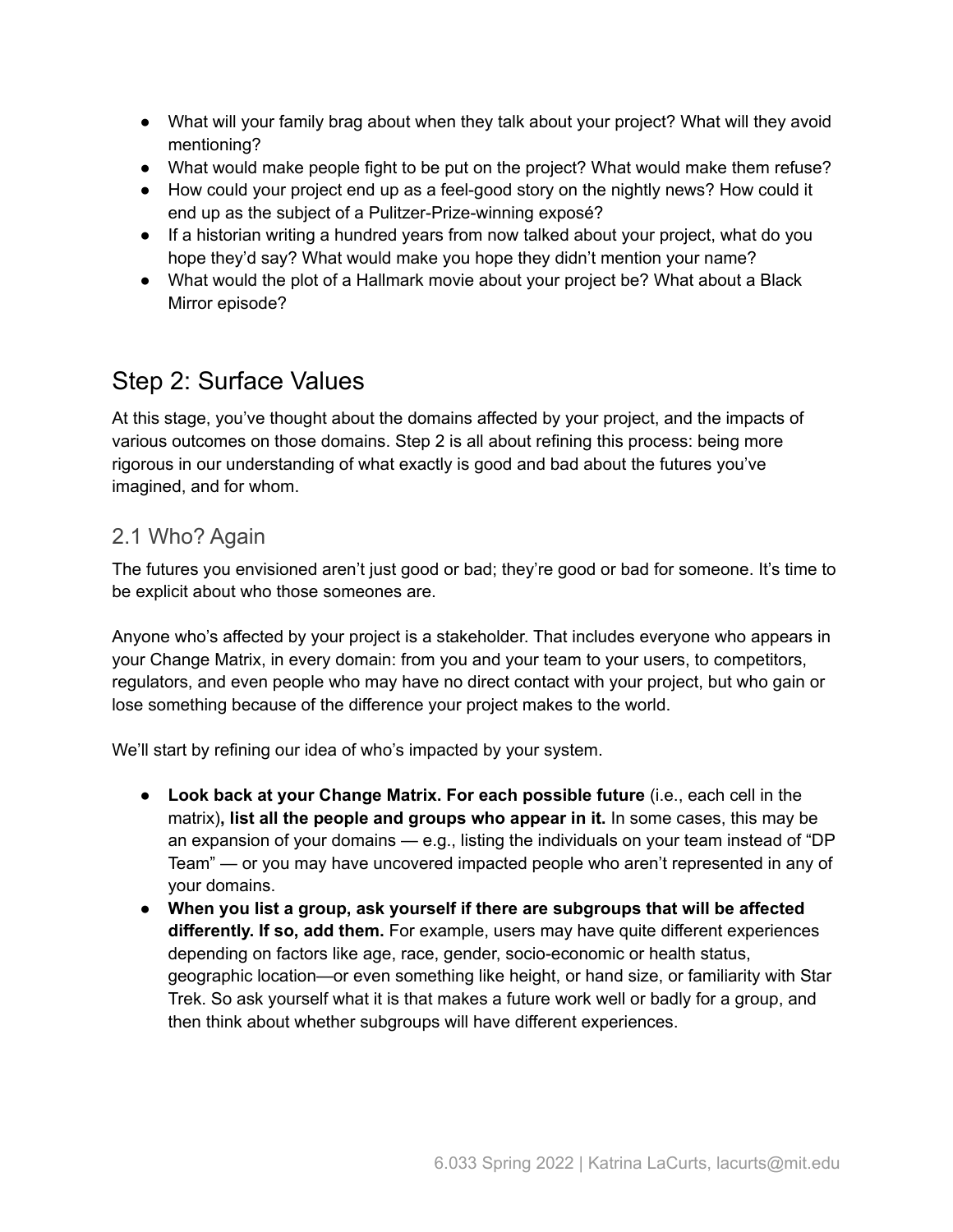- What will your family brag about when they talk about your project? What will they avoid mentioning?
- What would make people fight to be put on the project? What would make them refuse?
- How could your project end up as a feel-good story on the nightly news? How could it end up as the subject of a Pulitzer-Prize-winning exposé?
- If a historian writing a hundred years from now talked about your project, what do you hope they'd say? What would make you hope they didn't mention your name?
- What would the plot of a Hallmark movie about your project be? What about a Black Mirror episode?

## Step 2: Surface Values

At this stage, you've thought about the domains affected by your project, and the impacts of various outcomes on those domains. Step 2 is all about refining this process: being more rigorous in our understanding of what exactly is good and bad about the futures you've imagined, and for whom.

### 2.1 Who? Again

The futures you envisioned aren't just good or bad; they're good or bad for someone. It's time to be explicit about who those someones are.

Anyone who's affected by your project is a stakeholder. That includes everyone who appears in your Change Matrix, in every domain: from you and your team to your users, to competitors, regulators, and even people who may have no direct contact with your project, but who gain or lose something because of the difference your project makes to the world.

We'll start by refining our idea of who's impacted by your system.

- **Look back at your Change Matrix. For each possible future** (i.e., each cell in the matrix)**, list all the people and groups who appear in it.** In some cases, this may be an expansion of your domains — e.g., listing the individuals on your team instead of "DP Team" — or you may have uncovered impacted people who aren't represented in any of your domains.
- **When you list a group, ask yourself if there are subgroups that will be affected differently. If so, add them.** For example, users may have quite different experiences depending on factors like age, race, gender, socio-economic or health status, geographic location—or even something like height, or hand size, or familiarity with Star Trek. So ask yourself what it is that makes a future work well or badly for a group, and then think about whether subgroups will have different experiences.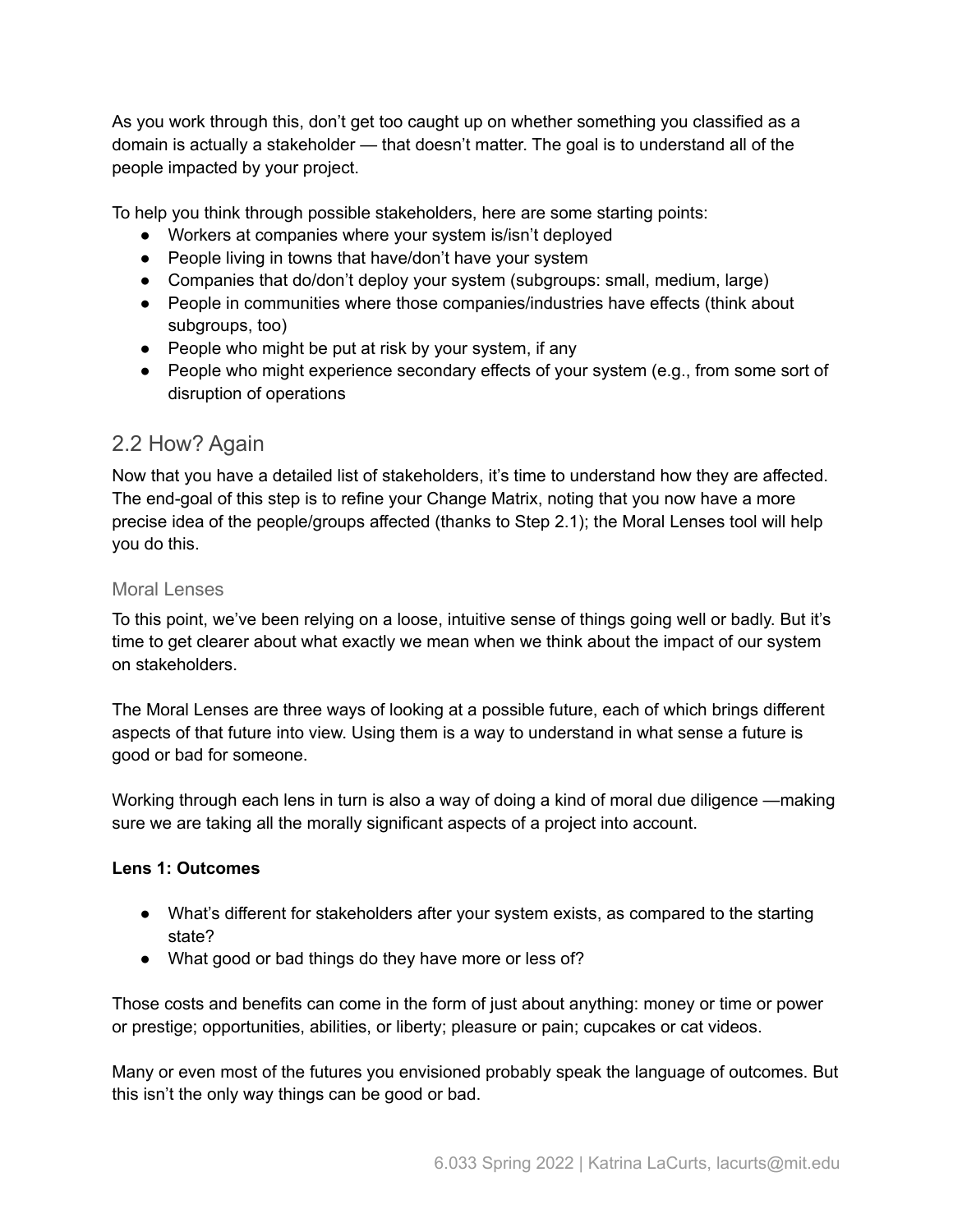As you work through this, don't get too caught up on whether something you classified as a domain is actually a stakeholder — that doesn't matter. The goal is to understand all of the people impacted by your project.

To help you think through possible stakeholders, here are some starting points:

- Workers at companies where your system is/isn't deployed
- People living in towns that have/don't have your system
- Companies that do/don't deploy your system (subgroups: small, medium, large)
- People in communities where those companies/industries have effects (think about subgroups, too)
- People who might be put at risk by your system, if any
- People who might experience secondary effects of your system (e.g., from some sort of disruption of operations

## 2.2 How? Again

Now that you have a detailed list of stakeholders, it's time to understand how they are affected. The end-goal of this step is to refine your Change Matrix, noting that you now have a more precise idea of the people/groups affected (thanks to Step 2.1); the Moral Lenses tool will help you do this.

### Moral Lenses

To this point, we've been relying on a loose, intuitive sense of things going well or badly. But it's time to get clearer about what exactly we mean when we think about the impact of our system on stakeholders.

The Moral Lenses are three ways of looking at a possible future, each of which brings different aspects of that future into view. Using them is a way to understand in what sense a future is good or bad for someone.

Working through each lens in turn is also a way of doing a kind of moral due diligence —making sure we are taking all the morally significant aspects of a project into account.

**Lens 1: Outcomes**

- What's different for stakeholders after your system exists, as compared to the starting state?
- What good or bad things do they have more or less of?

Those costs and benefits can come in the form of just about anything: money or time or power or prestige; opportunities, abilities, or liberty; pleasure or pain; cupcakes or cat videos.

Many or even most of the futures you envisioned probably speak the language of outcomes. But this isn't the only way things can be good or bad.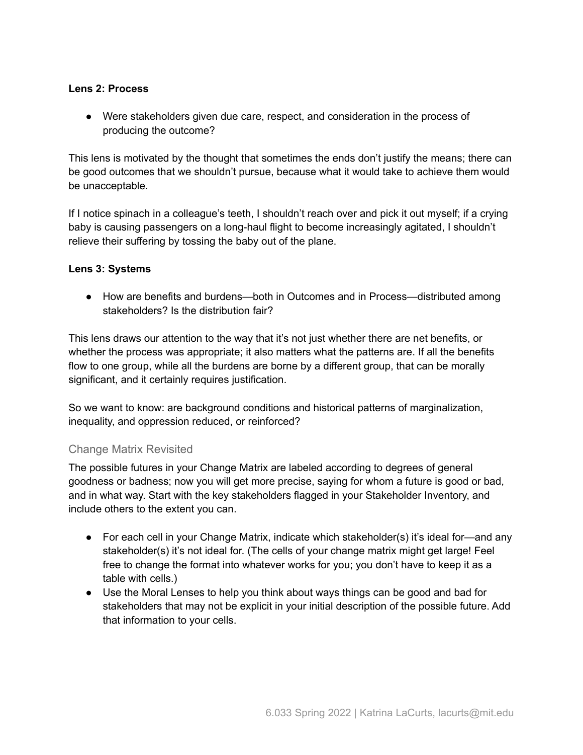**Lens 2: Process**

- Were stakeholders given due care, respect, and consideration in the process of producing the outcome?

This lens is motivated by the thought that sometimes the ends don't justify the means; there can be good outcomes that we shouldn't pursue, because what it would take to achieve them would be unacceptable.

If I notice spinach in a colleague's teeth, I shouldn't reach over and pick it out myself; if a crying baby is causing passengers on a long-haul flight to become increasingly agitated, I shouldn't relieve their suffering by tossing the baby out of the plane.

**Lens 3: Systems**

- How are benefits and burdens—both in Outcomes and in Process—distributed among stakeholders? Is the distribution fair?

This lens draws our attention to the way that it's not just whether there are net benefits, or whether the process was appropriate; it also matters what the patterns are. If all the benefits flow to one group, while all the burdens are borne by a different group, that can be morally significant, and it certainly requires justification.

So we want to know: are background conditions and historical patterns of marginalization, inequality, and oppression reduced, or reinforced?

## Change Matrix Revisited

The possible futures in your Change Matrix are labeled according to degrees of general goodness or badness; now you will get more precise, saying for whom a future is good or bad, and in what way. Start with the key stakeholders flagged in your Stakeholder Inventory, and include others to the extent you can.

- For each cell in your Change Matrix, indicate which stakeholder(s) it's ideal for—and any stakeholder(s) it's not ideal for. (The cells of your change matrix might get large! Feel free to change the format into whatever works for you; you don't have to keep it as a table with cells.)
- Use the Moral Lenses to help you think about ways things can be good and bad for stakeholders that may not be explicit in your initial description of the possible future. Add that information to your cells.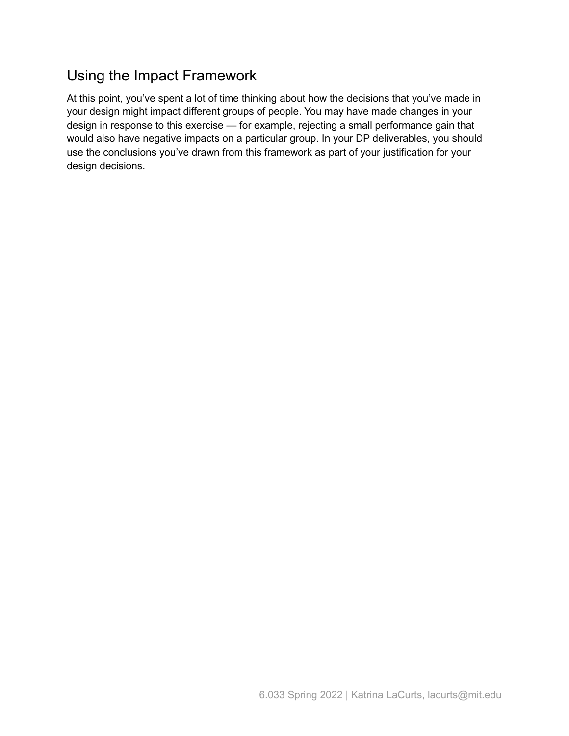## Using the Impact Framework

At this point, you've spent a lot of time thinking about how the decisions that you've made in your design might impact different groups of people. You may have made changes in your design in response to this exercise — for example, rejecting a small performance gain that would also have negative impacts on a particular group. In your DP deliverables, you should use the conclusions you've drawn from this framework as part of your justification for your design decisions.